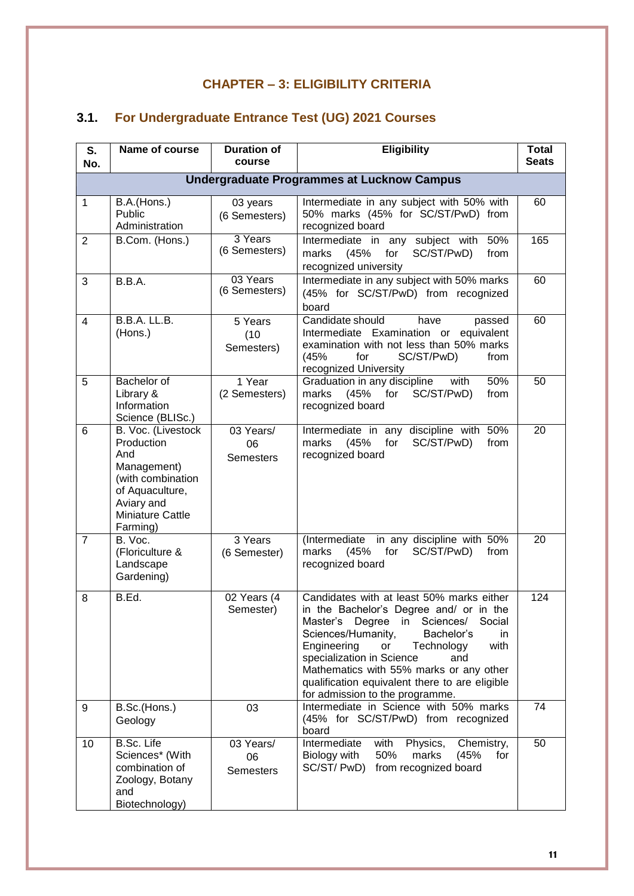# CHAPTER – 3: ELIGIBILITY CRITERIA

## 3.1. For Undergraduate Entrance Test (UG) 2021 Courses

| S. No. | Name of course | Duration of course | Eligibility | Total Seats |
|---|---|---|---|---|
| **Undergraduate Programmes at Lucknow Campus** | | | | |
| 1 | B.A.(Hons.) Public Administration | 03 years (6 Semesters) | Intermediate in any subject with 50% with 50% marks (45% for SC/ST/PwD) from recognized board | 60 |
| 2 | B.Com. (Hons.) | 3 Years (6 Semesters) | Intermediate in any subject with 50% marks (45% for SC/ST/PwD) from recognized university | 165 |
| 3 | B.B.A. | 03 Years (6 Semesters) | Intermediate in any subject with 50% marks (45% for SC/ST/PwD) from recognized board | 60 |
| 4 | B.B.A. LL.B. (Hons.) | 5 Years (10 Semesters) | Candidate should have passed Intermediate Examination or equivalent examination with not less than 50% marks (45% for SC/ST/PwD) from recognized University | 60 |
| 5 | Bachelor of Library & Information Science (BLISc.) | 1 Year (2 Semesters) | Graduation in any discipline with 50% marks (45% for SC/ST/PwD) from recognized board | 50 |
| 6 | B. Voc. (Livestock Production And Management) (with combination of Aquaculture, Aviary and Miniature Cattle Farming) | 03 Years/ 06 Semesters | Intermediate in any discipline with 50% marks (45% for SC/ST/PwD) from recognized board | 20 |
| 7 | B. Voc. (Floriculture & Landscape Gardening) | 3 Years (6 Semester) | (Intermediate in any discipline with 50% marks (45% for SC/ST/PwD) from recognized board | 20 |
| 8 | B.Ed. | 02 Years (4 Semester) | Candidates with at least 50% marks either in the Bachelor's Degree and/ or in the Master's Degree in Sciences/ Social Sciences/Humanity, Bachelor's in Engineering or Technology with specialization in Science and Mathematics with 55% marks or any other qualification equivalent there to are eligible for admission to the programme. | 124 |
| 9 | B.Sc.(Hons.) Geology | 03 | Intermediate in Science with 50% marks (45% for SC/ST/PwD) from recognized board | 74 |
| 10 | B.Sc. Life Sciences* (With combination of Zoology, Botany and Biotechnology) | 03 Years/ 06 Semesters | Intermediate with Physics, Chemistry, Biology with 50% marks (45% for SC/ST/ PwD) from recognized board | 50 |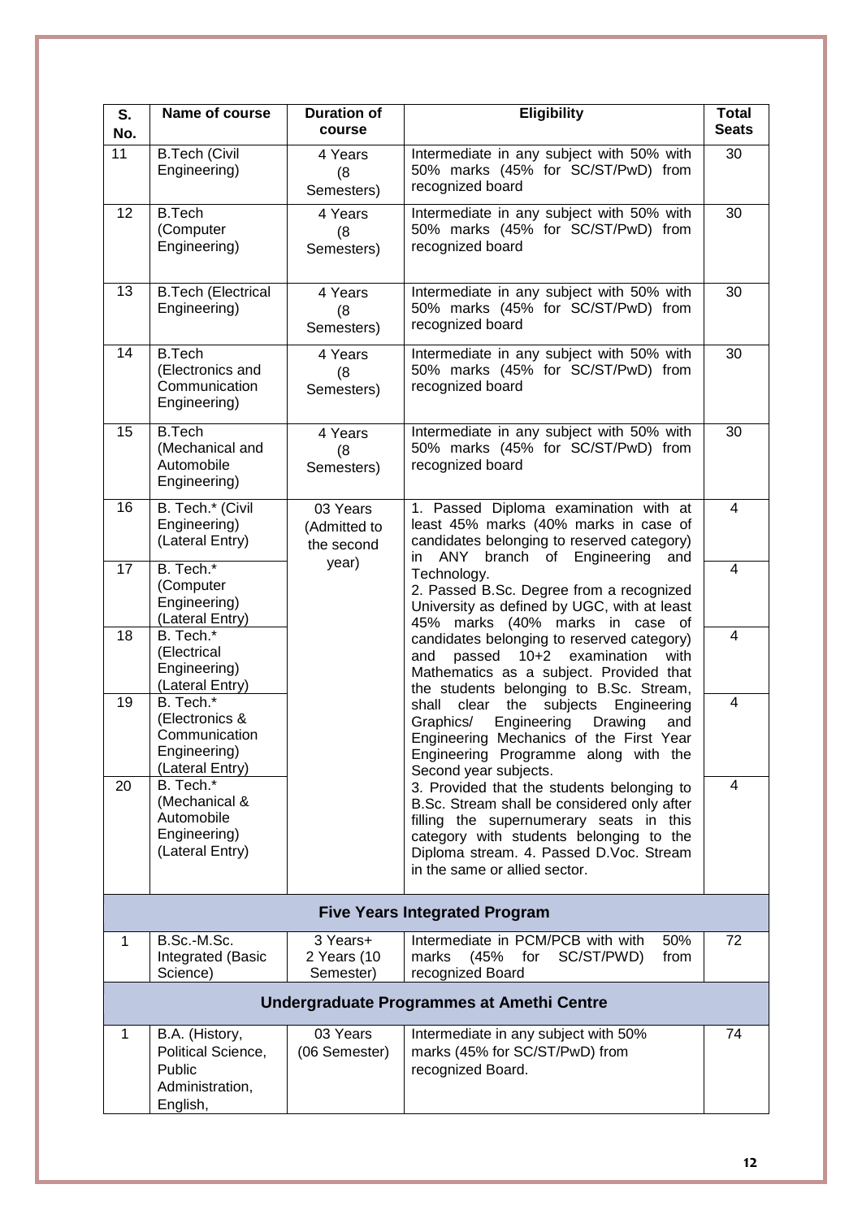| S. No. | Name of course | Duration of course | Eligibility | Total Seats |
|---|---|---|---|---|
| 11 | B.Tech (Civil Engineering) | 4 Years (8 Semesters) | Intermediate in any subject with 50% with 50% marks (45% for SC/ST/PwD) from recognized board | 30 |
| 12 | B.Tech (Computer Engineering) | 4 Years (8 Semesters) | Intermediate in any subject with 50% with 50% marks (45% for SC/ST/PwD) from recognized board | 30 |
| 13 | B.Tech (Electrical Engineering) | 4 Years (8 Semesters) | Intermediate in any subject with 50% with 50% marks (45% for SC/ST/PwD) from recognized board | 30 |
| 14 | B.Tech (Electronics and Communication Engineering) | 4 Years (8 Semesters) | Intermediate in any subject with 50% with 50% marks (45% for SC/ST/PwD) from recognized board | 30 |
| 15 | B.Tech (Mechanical and Automobile Engineering) | 4 Years (8 Semesters) | Intermediate in any subject with 50% with 50% marks (45% for SC/ST/PwD) from recognized board | 30 |
| 16 | B. Tech.* (Civil Engineering) (Lateral Entry) | 03 Years (Admitted to the second year) | 1. Passed Diploma examination with at least 45% marks (40% marks in case of candidates belonging to reserved category) in ANY branch of Engineering and Technology. 2. Passed B.Sc. Degree from a recognized University as defined by UGC, with at least 45% marks (40% marks in case of candidates belonging to reserved category) and passed 10+2 examination with Mathematics as a subject. Provided that the students belonging to B.Sc. Stream, shall clear the subjects Engineering Graphics/ Engineering Drawing and Engineering Mechanics of the First Year Engineering Programme along with the Second year subjects. 3. Provided that the students belonging to B.Sc. Stream shall be considered only after filling the supernumerary seats in this category with students belonging to the Diploma stream. 4. Passed D.Voc. Stream in the same or allied sector. | 4 |
| 17 | B. Tech.* (Computer Engineering) (Lateral Entry) | | | 4 |
| 18 | B. Tech.* (Electrical Engineering) (Lateral Entry) | | | 4 |
| 19 | B. Tech.* (Electronics & Communication Engineering) (Lateral Entry) | | | 4 |
| 20 | B. Tech.* (Mechanical & Automobile Engineering) (Lateral Entry) | | | 4 |
| **Five Years Integrated Program** | | | | |
| 1 | B.Sc.-M.Sc. Integrated (Basic Science) | 3 Years+ 2 Years (10 Semester) | Intermediate in PCM/PCB with with 50% marks (45% for SC/ST/PWD) from recognized Board | 72 |
| **Undergraduate Programmes at Amethi Centre** | | | | |
| 1 | B.A. (History, Political Science, Public Administration, English, | 03 Years (06 Semester) | Intermediate in any subject with 50% marks (45% for SC/ST/PwD) from recognized Board. | 74 |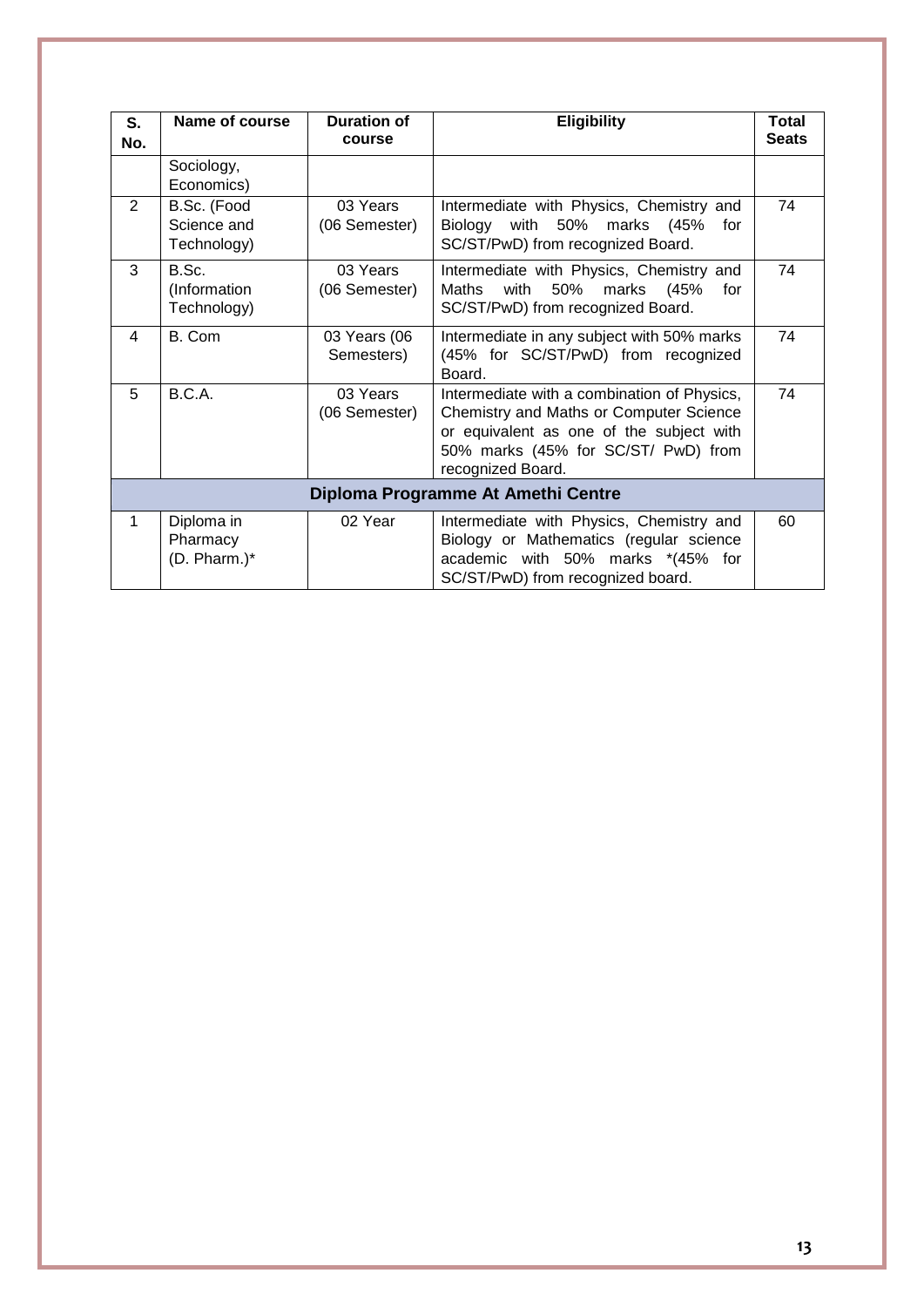| S. No. | Name of course | Duration of course | Eligibility | Total Seats |
|---|---|---|---|---|
| | Sociology, Economics) | | | |
| 2 | B.Sc. (Food Science and Technology) | 03 Years (06 Semester) | Intermediate with Physics, Chemistry and Biology with 50% marks (45% for SC/ST/PwD) from recognized Board. | 74 |
| 3 | B.Sc. (Information Technology) | 03 Years (06 Semester) | Intermediate with Physics, Chemistry and Maths with 50% marks (45% for SC/ST/PwD) from recognized Board. | 74 |
| 4 | B. Com | 03 Years (06 Semesters) | Intermediate in any subject with 50% marks (45% for SC/ST/PwD) from recognized Board. | 74 |
| 5 | B.C.A. | 03 Years (06 Semester) | Intermediate with a combination of Physics, Chemistry and Maths or Computer Science or equivalent as one of the subject with 50% marks (45% for SC/ST/ PwD) from recognized Board. | 74 |
| **Diploma Programme At Amethi Centre** | | | | |
| 1 | Diploma in Pharmacy (D. Pharm.)* | 02 Year | Intermediate with Physics, Chemistry and Biology or Mathematics (regular science academic with 50% marks *(45% for SC/ST/PwD) from recognized board. | 60 |